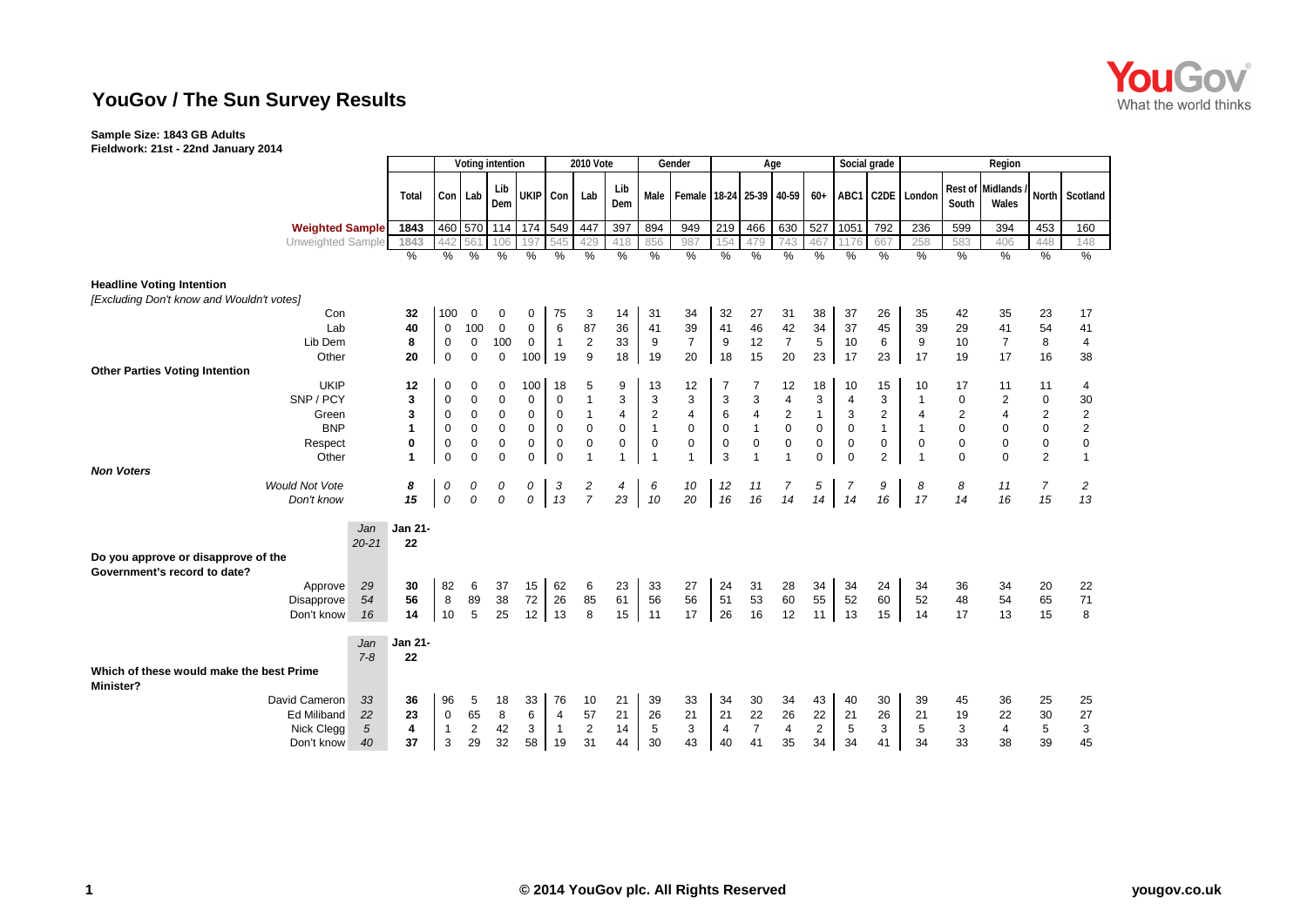# YouGov / The Sun Survey Results

**Sample Size: 1843 GB Adults**
**Fieldwork: 21st - 22nd January 2014**

| | | Total | Voting intention | | | | 2010 Vote | | | Gender | | Age | | | | Social grade | | Region | | | | |
|---|---|---|---|---|---|---|---|---|---|---|---|---|---|---|---|---|---|---|---|---|---|---|
| | | | Con | Lab | Lib Dem | UKIP | Con | Lab | Lib Dem | Male | Female | 18-24 | 25-39 | 40-59 | 60+ | ABC1 | C2DE | London | Rest of South | Midlands / Wales | North | Scotland |
| **Weighted Sample** | | 1843 | 460 | 570 | 114 | 174 | 549 | 447 | 397 | 894 | 949 | 219 | 466 | 630 | 527 | 1051 | 792 | 236 | 599 | 394 | 453 | 160 |
| Unweighted Sample | | 1843 | 442 | 561 | 106 | 197 | 545 | 429 | 418 | 856 | 987 | 154 | 479 | 743 | 467 | 1176 | 667 | 258 | 583 | 406 | 448 | 148 |
| | | % | % | % | % | % | % | % | % | % | % | % | % | % | % | % | % | % | % | % | % | % |
| **Headline Voting Intention** | | | | | | | | | | | | | | | | | | | | | | |
| *[Excluding Don't know and Wouldn't votes]* | | | | | | | | | | | | | | | | | | | | | | |
| Con | | **32** | 100 | 0 | 0 | 0 | 75 | 3 | 14 | 31 | 34 | 32 | 27 | 31 | 38 | 37 | 26 | 35 | 42 | 35 | 23 | 17 |
| Lab | | **40** | 0 | 100 | 0 | 0 | 6 | 87 | 36 | 41 | 39 | 41 | 46 | 42 | 34 | 37 | 45 | 39 | 29 | 41 | 54 | 41 |
| Lib Dem | | **8** | 0 | 0 | 100 | 0 | 1 | 2 | 33 | 9 | 7 | 9 | 12 | 7 | 5 | 10 | 6 | 9 | 10 | 7 | 8 | 4 |
| Other | | **20** | 0 | 0 | 0 | 100 | 19 | 9 | 18 | 19 | 20 | 18 | 15 | 20 | 23 | 17 | 23 | 17 | 19 | 17 | 16 | 38 |
| **Other Parties Voting Intention** | | | | | | | | | | | | | | | | | | | | | | |
| UKIP | | **12** | 0 | 0 | 0 | 100 | 18 | 5 | 9 | 13 | 12 | 7 | 7 | 12 | 18 | 10 | 15 | 10 | 17 | 11 | 11 | 4 |
| SNP / PCY | | **3** | 0 | 0 | 0 | 0 | 0 | 1 | 3 | 3 | 3 | 3 | 3 | 4 | 3 | 4 | 3 | 1 | 0 | 2 | 0 | 30 |
| Green | | **3** | 0 | 0 | 0 | 0 | 0 | 1 | 4 | 2 | 4 | 6 | 4 | 2 | 1 | 3 | 2 | 4 | 2 | 4 | 2 | 2 |
| BNP | | **1** | 0 | 0 | 0 | 0 | 0 | 0 | 0 | 1 | 0 | 0 | 1 | 0 | 0 | 0 | 1 | 1 | 0 | 0 | 0 | 2 |
| Respect | | **0** | 0 | 0 | 0 | 0 | 0 | 0 | 0 | 0 | 0 | 0 | 0 | 0 | 0 | 0 | 0 | 0 | 0 | 0 | 0 | 0 |
| Other | | **1** | 0 | 0 | 0 | 0 | 0 | 1 | 1 | 1 | 1 | 3 | 1 | 1 | 0 | 0 | 2 | 1 | 0 | 0 | 2 | 1 |
| ***Non Voters*** | | | | | | | | | | | | | | | | | | | | | | |
| *Would Not Vote* | | *8* | *0* | *0* | *0* | *0* | *3* | *2* | *4* | *6* | *10* | *12* | *11* | *7* | *5* | *7* | *9* | *8* | *8* | *11* | *7* | *2* |
| *Don't know* | | *15* | *0* | *0* | *0* | *0* | *13* | *7* | *23* | *10* | *20* | *16* | *16* | *14* | *14* | *14* | *16* | *17* | *14* | *16* | *15* | *13* |
| | *Jan 20-21* | **Jan 21-22** | | | | | | | | | | | | | | | | | | | | |
| **Do you approve or disapprove of the Government's record to date?** | | | | | | | | | | | | | | | | | | | | | | |
| Approve | *29* | **30** | 82 | 6 | 37 | 15 | 62 | 6 | 23 | 33 | 27 | 24 | 31 | 28 | 34 | 34 | 24 | 34 | 36 | 34 | 20 | 22 |
| Disapprove | *54* | **56** | 8 | 89 | 38 | 72 | 26 | 85 | 61 | 56 | 56 | 51 | 53 | 60 | 55 | 52 | 60 | 52 | 48 | 54 | 65 | 71 |
| Don't know | *16* | **14** | 10 | 5 | 25 | 12 | 13 | 8 | 15 | 11 | 17 | 26 | 16 | 12 | 11 | 13 | 15 | 14 | 17 | 13 | 15 | 8 |
| | *Jan 7-8* | **Jan 21-22** | | | | | | | | | | | | | | | | | | | | |
| **Which of these would make the best Prime Minister?** | | | | | | | | | | | | | | | | | | | | | | |
| David Cameron | *33* | **36** | 96 | 5 | 18 | 33 | 76 | 10 | 21 | 39 | 33 | 34 | 30 | 34 | 43 | 40 | 30 | 39 | 45 | 36 | 25 | 25 |
| Ed Miliband | *22* | **23** | 0 | 65 | 8 | 6 | 4 | 57 | 21 | 26 | 21 | 21 | 22 | 26 | 22 | 21 | 26 | 21 | 19 | 22 | 30 | 27 |
| Nick Clegg | *5* | **4** | 1 | 2 | 42 | 3 | 1 | 2 | 14 | 5 | 3 | 4 | 7 | 4 | 2 | 5 | 3 | 5 | 3 | 4 | 5 | 3 |
| Don't know | *40* | **37** | 3 | 29 | 32 | 58 | 19 | 31 | 44 | 30 | 43 | 40 | 41 | 35 | 34 | 34 | 41 | 34 | 33 | 38 | 39 | 45 |

© 2014 YouGov plc. All Rights Reserved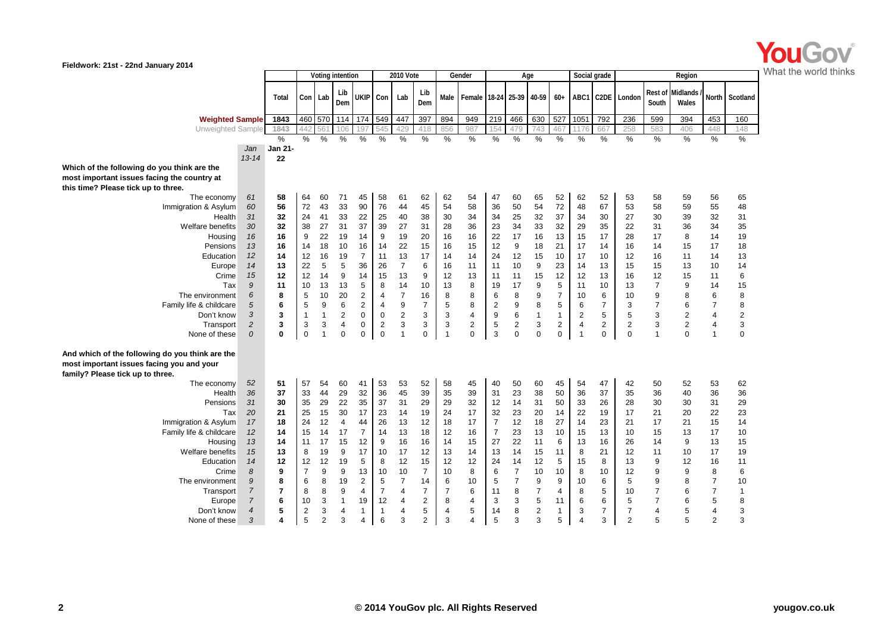**Fieldwork: 21st - 22nd January 2014**

| | | | Voting intention | | | | 2010 Vote | | | Gender | | Age | | | | Social grade | | Region | | | | |
|---|---|---|---|---|---|---|---|---|---|---|---|---|---|---|---|---|---|---|---|---|---|---|
| | | Total | Con | Lab | Lib Dem | UKIP | Con | Lab | Lib Dem | Male | Female | 18-24 | 25-39 | 40-59 | 60+ | ABC1 | C2DE | London | Rest of South | Midlands / Wales | North | Scotland |
| Weighted Sample | | 1843 | 460 | 570 | 114 | 174 | 549 | 447 | 397 | 894 | 949 | 219 | 466 | 630 | 527 | 1051 | 792 | 236 | 599 | 394 | 453 | 160 |
| Unweighted Sample | | 1843 | 442 | 561 | 106 | 197 | 545 | 429 | 418 | 856 | 987 | 154 | 479 | 743 | 467 | 1176 | 667 | 258 | 583 | 406 | 448 | 148 |
| | | % | % | % | % | % | % | % | % | % | % | % | % | % | % | % | % | % | % | % | % | % |
| | Jan 13-14 | Jan 21-22 | | | | | | | | | | | | | | | | | | | | |
| **Which of the following do you think are the most important issues facing the country at this time? Please tick up to three.** | | | | | | | | | | | | | | | | | | | | | | |
| The economy | 61 | 58 | 64 | 60 | 71 | 45 | 58 | 61 | 62 | 62 | 54 | 47 | 60 | 65 | 52 | 62 | 52 | 53 | 58 | 59 | 56 | 65 |
| Immigration & Asylum | 60 | 56 | 72 | 43 | 33 | 90 | 76 | 44 | 45 | 54 | 58 | 36 | 50 | 54 | 72 | 48 | 67 | 53 | 58 | 59 | 55 | 48 |
| Health | 31 | 32 | 24 | 41 | 33 | 22 | 25 | 40 | 38 | 30 | 34 | 34 | 25 | 32 | 37 | 34 | 30 | 27 | 30 | 39 | 32 | 31 |
| Welfare benefits | 30 | 32 | 38 | 27 | 31 | 37 | 39 | 27 | 31 | 28 | 36 | 23 | 34 | 33 | 32 | 29 | 35 | 22 | 31 | 36 | 34 | 35 |
| Housing | 16 | 16 | 9 | 22 | 19 | 14 | 9 | 19 | 20 | 16 | 16 | 22 | 17 | 16 | 13 | 15 | 17 | 28 | 17 | 8 | 14 | 19 |
| Pensions | 13 | 16 | 14 | 18 | 10 | 16 | 14 | 22 | 15 | 16 | 15 | 12 | 9 | 18 | 21 | 17 | 14 | 16 | 14 | 15 | 17 | 18 |
| Education | 12 | 14 | 12 | 16 | 19 | 7 | 11 | 13 | 17 | 14 | 14 | 24 | 12 | 15 | 10 | 17 | 10 | 12 | 16 | 11 | 14 | 13 |
| Europe | 14 | 13 | 22 | 5 | 5 | 36 | 26 | 7 | 6 | 16 | 11 | 11 | 10 | 9 | 23 | 14 | 13 | 15 | 15 | 13 | 10 | 14 |
| Crime | 15 | 12 | 12 | 14 | 9 | 14 | 15 | 13 | 9 | 12 | 13 | 11 | 11 | 15 | 12 | 12 | 13 | 16 | 12 | 15 | 11 | 6 |
| Tax | 9 | 11 | 10 | 13 | 13 | 5 | 8 | 14 | 10 | 13 | 8 | 19 | 17 | 9 | 5 | 11 | 10 | 13 | 7 | 9 | 14 | 15 |
| The environment | 6 | 8 | 5 | 10 | 20 | 2 | 4 | 7 | 16 | 8 | 8 | 6 | 8 | 9 | 7 | 10 | 6 | 10 | 9 | 8 | 6 | 8 |
| Family life & childcare | 5 | 6 | 5 | 9 | 6 | 2 | 4 | 9 | 7 | 5 | 8 | 2 | 9 | 8 | 5 | 6 | 7 | 3 | 7 | 6 | 7 | 8 |
| Don't know | 3 | 3 | 1 | 1 | 2 | 0 | 0 | 2 | 3 | 3 | 4 | 9 | 6 | 1 | 1 | 2 | 5 | 5 | 3 | 2 | 4 | 2 |
| Transport | 2 | 3 | 3 | 3 | 4 | 0 | 2 | 3 | 3 | 3 | 2 | 5 | 2 | 3 | 2 | 4 | 2 | 2 | 3 | 2 | 4 | 3 |
| None of these | 0 | 0 | 0 | 1 | 0 | 0 | 0 | 1 | 0 | 1 | 0 | 3 | 0 | 0 | 0 | 1 | 0 | 0 | 1 | 0 | 1 | 0 |
| **And which of the following do you think are the most important issues facing you and your family? Please tick up to three.** | | | | | | | | | | | | | | | | | | | | | | |
| The economy | 52 | 51 | 57 | 54 | 60 | 41 | 53 | 53 | 52 | 58 | 45 | 40 | 50 | 60 | 45 | 54 | 47 | 42 | 50 | 52 | 53 | 62 |
| Health | 36 | 37 | 33 | 44 | 29 | 32 | 36 | 45 | 39 | 35 | 39 | 31 | 23 | 38 | 50 | 36 | 37 | 35 | 36 | 40 | 36 | 36 |
| Pensions | 31 | 30 | 35 | 29 | 22 | 35 | 37 | 31 | 29 | 29 | 32 | 12 | 14 | 31 | 50 | 33 | 26 | 28 | 30 | 30 | 31 | 29 |
| Tax | 20 | 21 | 25 | 15 | 30 | 17 | 23 | 14 | 19 | 24 | 17 | 32 | 23 | 20 | 14 | 22 | 19 | 17 | 21 | 20 | 22 | 23 |
| Immigration & Asylum | 17 | 18 | 24 | 12 | 4 | 44 | 26 | 13 | 12 | 18 | 17 | 7 | 12 | 18 | 27 | 14 | 23 | 21 | 17 | 21 | 15 | 14 |
| Family life & childcare | 12 | 14 | 15 | 14 | 17 | 7 | 14 | 13 | 18 | 12 | 16 | 7 | 23 | 13 | 10 | 15 | 13 | 10 | 15 | 13 | 17 | 10 |
| Housing | 13 | 14 | 11 | 17 | 15 | 12 | 9 | 16 | 16 | 14 | 15 | 27 | 22 | 11 | 6 | 13 | 16 | 26 | 14 | 9 | 13 | 15 |
| Welfare benefits | 15 | 13 | 8 | 19 | 9 | 17 | 10 | 17 | 12 | 13 | 14 | 13 | 14 | 15 | 11 | 8 | 21 | 12 | 11 | 10 | 17 | 19 |
| Education | 14 | 12 | 12 | 12 | 19 | 5 | 8 | 12 | 15 | 12 | 12 | 24 | 14 | 12 | 5 | 15 | 8 | 13 | 9 | 12 | 16 | 11 |
| Crime | 8 | 9 | 7 | 9 | 9 | 13 | 10 | 10 | 7 | 10 | 8 | 6 | 7 | 10 | 10 | 8 | 10 | 12 | 9 | 9 | 8 | 6 |
| The environment | 9 | 8 | 6 | 8 | 19 | 2 | 5 | 7 | 14 | 6 | 10 | 5 | 7 | 9 | 9 | 10 | 6 | 5 | 9 | 8 | 7 | 10 |
| Transport | 7 | 7 | 8 | 8 | 9 | 4 | 7 | 4 | 7 | 7 | 6 | 11 | 8 | 7 | 4 | 8 | 5 | 10 | 7 | 6 | 7 | 1 |
| Europe | 7 | 6 | 10 | 3 | 1 | 19 | 12 | 4 | 2 | 8 | 4 | 3 | 3 | 5 | 11 | 6 | 6 | 5 | 7 | 6 | 5 | 8 |
| Don't know | 4 | 5 | 2 | 3 | 4 | 1 | 1 | 4 | 5 | 4 | 5 | 14 | 8 | 2 | 1 | 3 | 7 | 7 | 4 | 5 | 4 | 3 |
| None of these | 3 | 4 | 5 | 2 | 3 | 4 | 6 | 3 | 2 | 3 | 4 | 5 | 3 | 3 | 5 | 4 | 3 | 2 | 5 | 5 | 2 | 3 |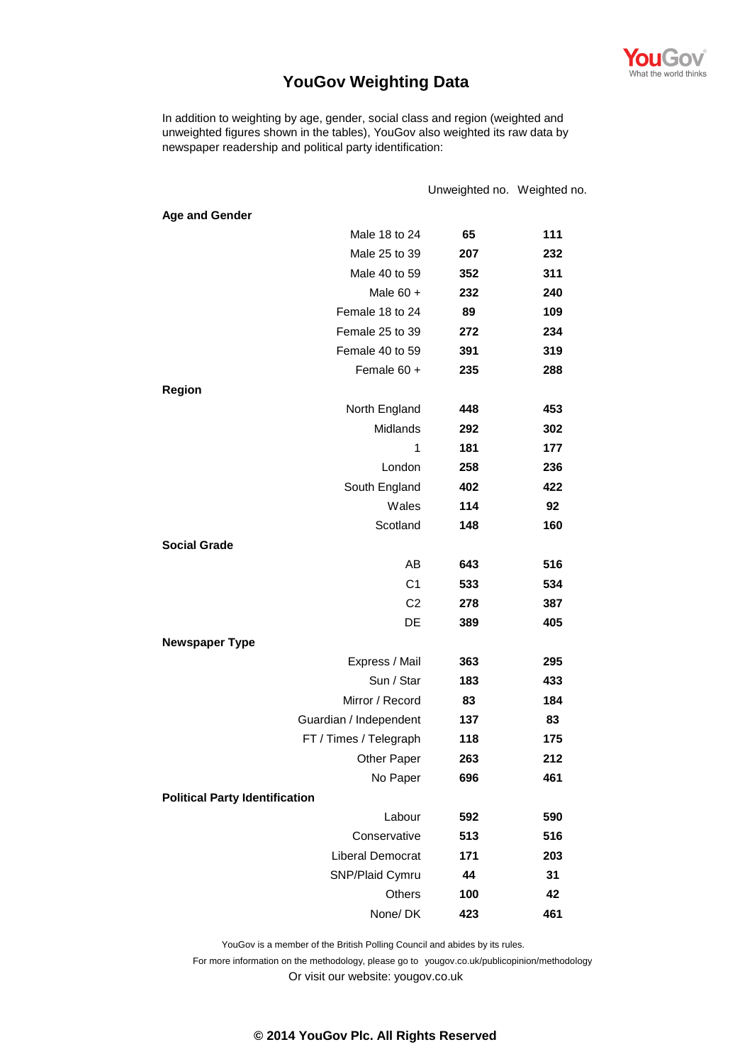# YouGov Weighting Data

In addition to weighting by age, gender, social class and region (weighted and unweighted figures shown in the tables), YouGov also weighted its raw data by newspaper readership and political party identification:

| | | Unweighted no. | Weighted no. |
|---|---|---|---|
| **Age and Gender** | | | |
| | Male 18 to 24 | **65** | **111** |
| | Male 25 to 39 | **207** | **232** |
| | Male 40 to 59 | **352** | **311** |
| | Male 60 + | **232** | **240** |
| | Female 18 to 24 | **89** | **109** |
| | Female 25 to 39 | **272** | **234** |
| | Female 40 to 59 | **391** | **319** |
| | Female 60 + | **235** | **288** |
| **Region** | | | |
| | North England | **448** | **453** |
| | Midlands | **292** | **302** |
| | 1 | **181** | **177** |
| | London | **258** | **236** |
| | South England | **402** | **422** |
| | Wales | **114** | **92** |
| | Scotland | **148** | **160** |
| **Social Grade** | | | |
| | AB | **643** | **516** |
| | C1 | **533** | **534** |
| | C2 | **278** | **387** |
| | DE | **389** | **405** |
| **Newspaper Type** | | | |
| | Express / Mail | **363** | **295** |
| | Sun / Star | **183** | **433** |
| | Mirror / Record | **83** | **184** |
| | Guardian / Independent | **137** | **83** |
| | FT / Times / Telegraph | **118** | **175** |
| | Other Paper | **263** | **212** |
| | No Paper | **696** | **461** |
| **Political Party Identification** | | | |
| | Labour | **592** | **590** |
| | Conservative | **513** | **516** |
| | Liberal Democrat | **171** | **203** |
| | SNP/Plaid Cymru | **44** | **31** |
| | Others | **100** | **42** |
| | None/ DK | **423** | **461** |

YouGov is a member of the British Polling Council and abides by its rules.

For more information on the methodology, please go to yougov.co.uk/publicopinion/methodology

Or visit our website: yougov.co.uk

**© 2014 YouGov Plc. All Rights Reserved**